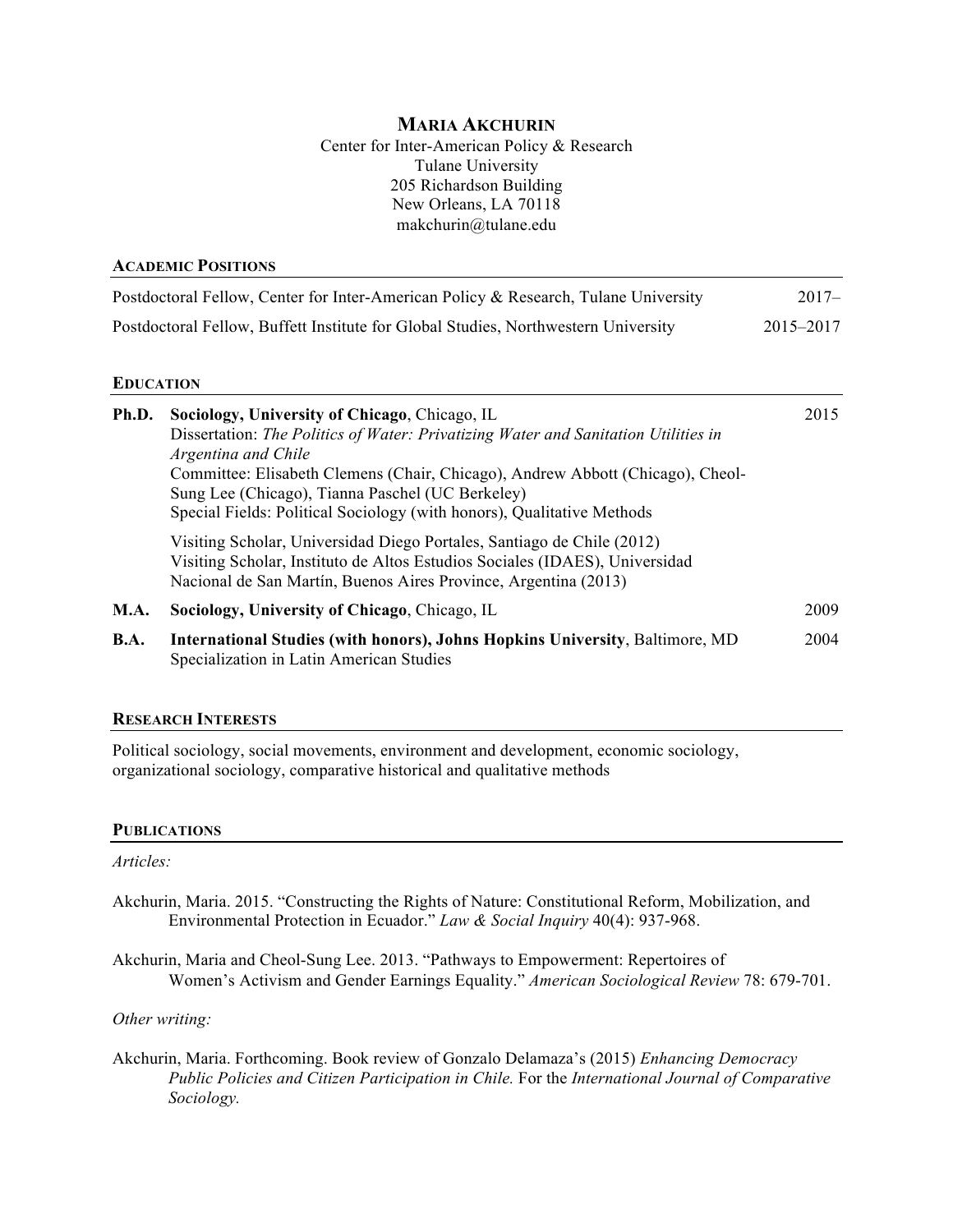# Maria Akchurin

Center for Inter-American Policy & Research
Tulane University
205 Richardson Building
New Orleans, LA 70118
makchurin@tulane.edu

## Academic Positions

| | |
|---|---|
| Postdoctoral Fellow, Center for Inter-American Policy & Research, Tulane University | 2017– |
| Postdoctoral Fellow, Buffett Institute for Global Studies, Northwestern University | 2015–2017 |

## Education

**Ph.D.** **Sociology, University of Chicago**, Chicago, IL — 2015
Dissertation: *The Politics of Water: Privatizing Water and Sanitation Utilities in Argentina and Chile*
Committee: Elisabeth Clemens (Chair, Chicago), Andrew Abbott (Chicago), Cheol-Sung Lee (Chicago), Tianna Paschel (UC Berkeley)
Special Fields: Political Sociology (with honors), Qualitative Methods

Visiting Scholar, Universidad Diego Portales, Santiago de Chile (2012)
Visiting Scholar, Instituto de Altos Estudios Sociales (IDAES), Universidad Nacional de San Martín, Buenos Aires Province, Argentina (2013)

**M.A.** **Sociology, University of Chicago**, Chicago, IL — 2009

**B.A.** **International Studies (with honors), Johns Hopkins University**, Baltimore, MD — 2004
Specialization in Latin American Studies

## Research Interests

Political sociology, social movements, environment and development, economic sociology, organizational sociology, comparative historical and qualitative methods

## Publications

*Articles:*

Akchurin, Maria. 2015. "Constructing the Rights of Nature: Constitutional Reform, Mobilization, and Environmental Protection in Ecuador." *Law & Social Inquiry* 40(4): 937-968.

Akchurin, Maria and Cheol-Sung Lee. 2013. "Pathways to Empowerment: Repertoires of Women's Activism and Gender Earnings Equality." *American Sociological Review* 78: 679-701.

*Other writing:*

Akchurin, Maria. Forthcoming. Book review of Gonzalo Delamaza's (2015) *Enhancing Democracy Public Policies and Citizen Participation in Chile.* For the *International Journal of Comparative Sociology.*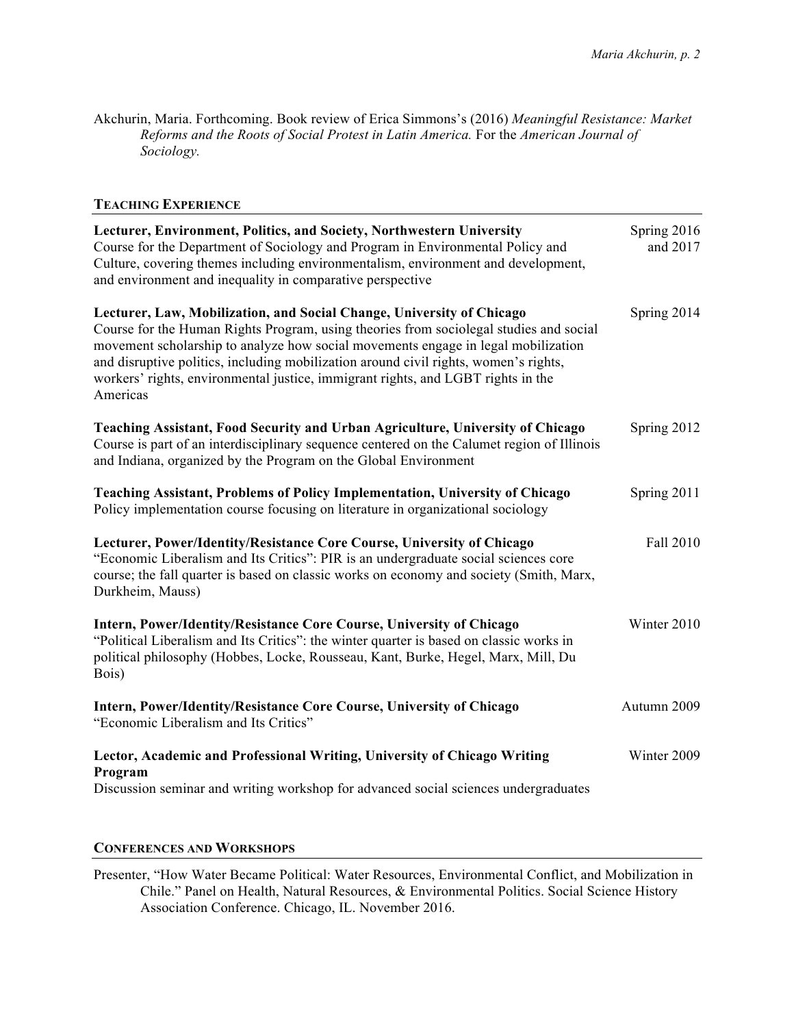Akchurin, Maria. Forthcoming. Book review of Erica Simmons's (2016) *Meaningful Resistance: Market Reforms and the Roots of Social Protest in Latin America.* For the *American Journal of Sociology.*

## Teaching Experience

**Lecturer, Environment, Politics, and Society, Northwestern University** — Spring 2016 and 2017
Course for the Department of Sociology and Program in Environmental Policy and Culture, covering themes including environmentalism, environment and development, and environment and inequality in comparative perspective

**Lecturer, Law, Mobilization, and Social Change, University of Chicago** — Spring 2014
Course for the Human Rights Program, using theories from sociolegal studies and social movement scholarship to analyze how social movements engage in legal mobilization and disruptive politics, including mobilization around civil rights, women's rights, workers' rights, environmental justice, immigrant rights, and LGBT rights in the Americas

**Teaching Assistant, Food Security and Urban Agriculture, University of Chicago** — Spring 2012
Course is part of an interdisciplinary sequence centered on the Calumet region of Illinois and Indiana, organized by the Program on the Global Environment

**Teaching Assistant, Problems of Policy Implementation, University of Chicago** — Spring 2011
Policy implementation course focusing on literature in organizational sociology

**Lecturer, Power/Identity/Resistance Core Course, University of Chicago** — Fall 2010
"Economic Liberalism and Its Critics": PIR is an undergraduate social sciences core course; the fall quarter is based on classic works on economy and society (Smith, Marx, Durkheim, Mauss)

**Intern, Power/Identity/Resistance Core Course, University of Chicago** — Winter 2010
"Political Liberalism and Its Critics": the winter quarter is based on classic works in political philosophy (Hobbes, Locke, Rousseau, Kant, Burke, Hegel, Marx, Mill, Du Bois)

**Intern, Power/Identity/Resistance Core Course, University of Chicago** — Autumn 2009
"Economic Liberalism and Its Critics"

**Lector, Academic and Professional Writing, University of Chicago Writing Program** — Winter 2009
Discussion seminar and writing workshop for advanced social sciences undergraduates

## Conferences and Workshops

Presenter, "How Water Became Political: Water Resources, Environmental Conflict, and Mobilization in Chile." Panel on Health, Natural Resources, & Environmental Politics. Social Science History Association Conference. Chicago, IL. November 2016.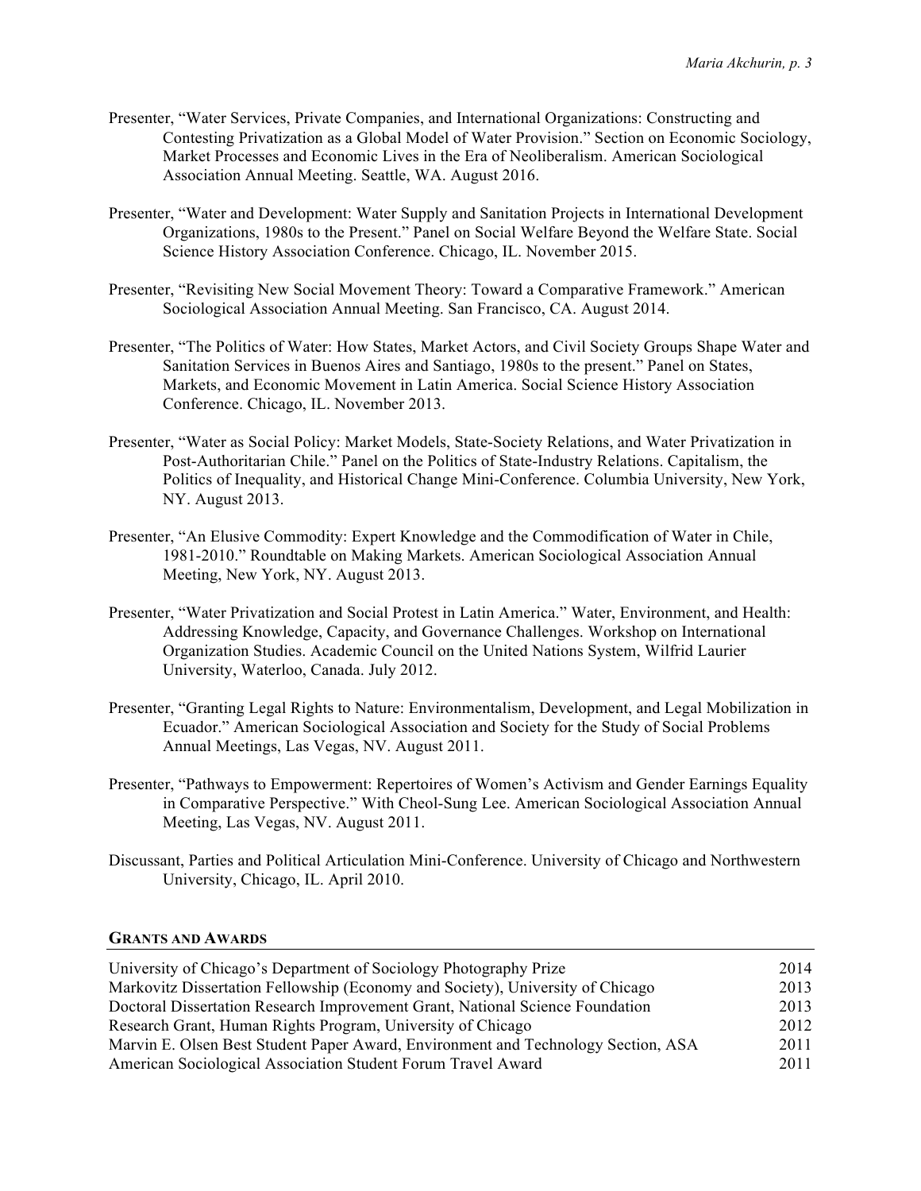Presenter, "Water Services, Private Companies, and International Organizations: Constructing and Contesting Privatization as a Global Model of Water Provision." Section on Economic Sociology, Market Processes and Economic Lives in the Era of Neoliberalism. American Sociological Association Annual Meeting. Seattle, WA. August 2016.

Presenter, "Water and Development: Water Supply and Sanitation Projects in International Development Organizations, 1980s to the Present." Panel on Social Welfare Beyond the Welfare State. Social Science History Association Conference. Chicago, IL. November 2015.

Presenter, "Revisiting New Social Movement Theory: Toward a Comparative Framework." American Sociological Association Annual Meeting. San Francisco, CA. August 2014.

Presenter, "The Politics of Water: How States, Market Actors, and Civil Society Groups Shape Water and Sanitation Services in Buenos Aires and Santiago, 1980s to the present." Panel on States, Markets, and Economic Movement in Latin America. Social Science History Association Conference. Chicago, IL. November 2013.

Presenter, "Water as Social Policy: Market Models, State-Society Relations, and Water Privatization in Post-Authoritarian Chile." Panel on the Politics of State-Industry Relations. Capitalism, the Politics of Inequality, and Historical Change Mini-Conference. Columbia University, New York, NY. August 2013.

Presenter, "An Elusive Commodity: Expert Knowledge and the Commodification of Water in Chile, 1981-2010." Roundtable on Making Markets. American Sociological Association Annual Meeting, New York, NY. August 2013.

Presenter, "Water Privatization and Social Protest in Latin America." Water, Environment, and Health: Addressing Knowledge, Capacity, and Governance Challenges. Workshop on International Organization Studies. Academic Council on the United Nations System, Wilfrid Laurier University, Waterloo, Canada. July 2012.

Presenter, "Granting Legal Rights to Nature: Environmentalism, Development, and Legal Mobilization in Ecuador." American Sociological Association and Society for the Study of Social Problems Annual Meetings, Las Vegas, NV. August 2011.

Presenter, "Pathways to Empowerment: Repertoires of Women's Activism and Gender Earnings Equality in Comparative Perspective." With Cheol-Sung Lee. American Sociological Association Annual Meeting, Las Vegas, NV. August 2011.

Discussant, Parties and Political Articulation Mini-Conference. University of Chicago and Northwestern University, Chicago, IL. April 2010.

## GRANTS AND AWARDS

| | |
|---|---|
| University of Chicago's Department of Sociology Photography Prize | 2014 |
| Markovitz Dissertation Fellowship (Economy and Society), University of Chicago | 2013 |
| Doctoral Dissertation Research Improvement Grant, National Science Foundation | 2013 |
| Research Grant, Human Rights Program, University of Chicago | 2012 |
| Marvin E. Olsen Best Student Paper Award, Environment and Technology Section, ASA | 2011 |
| American Sociological Association Student Forum Travel Award | 2011 |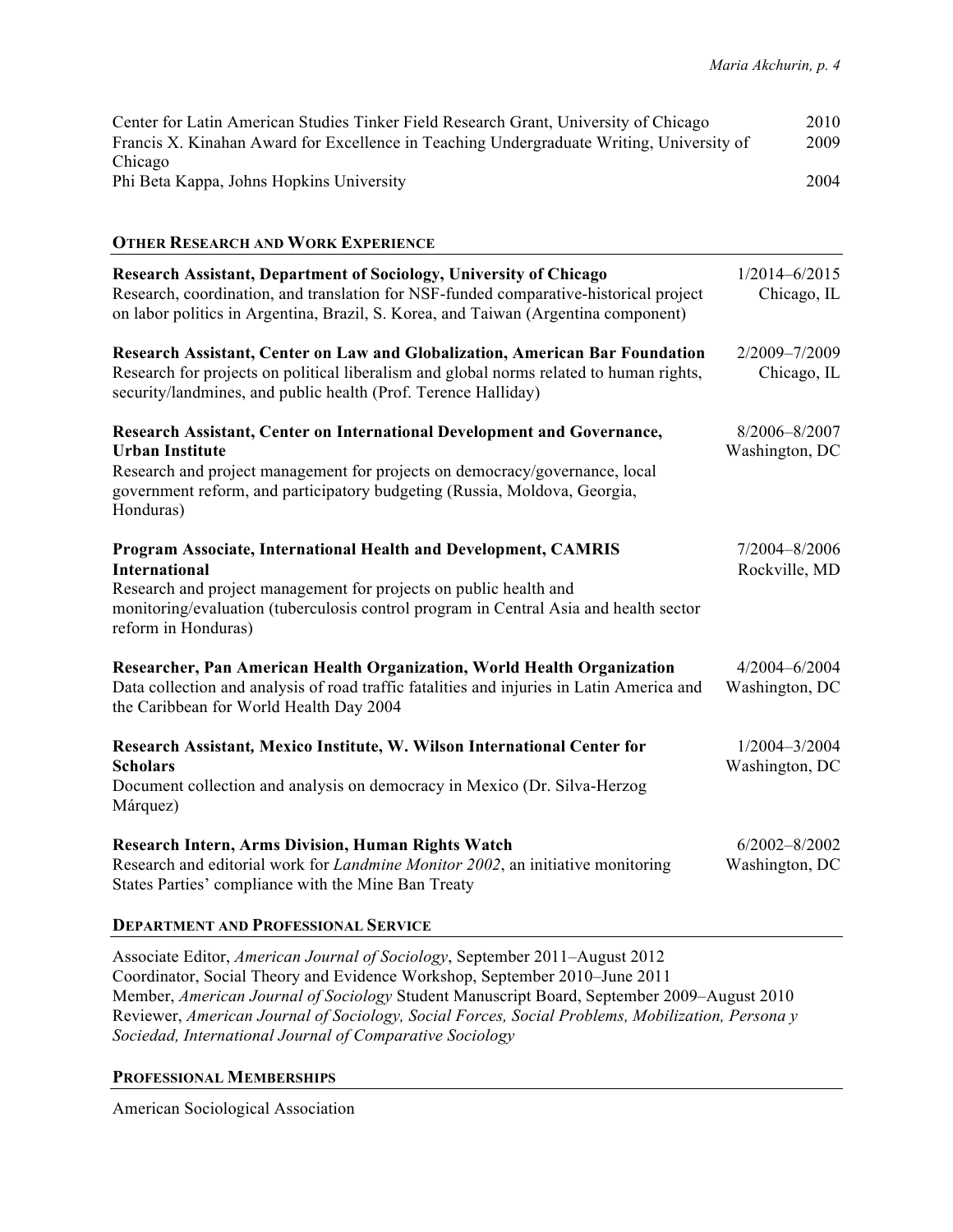Center for Latin American Studies Tinker Field Research Grant, University of Chicago 2010
Francis X. Kinahan Award for Excellence in Teaching Undergraduate Writing, University of Chicago 2009
Phi Beta Kappa, Johns Hopkins University 2004

## OTHER RESEARCH AND WORK EXPERIENCE

**Research Assistant, Department of Sociology, University of Chicago** — 1/2014–6/2015, Chicago, IL
Research, coordination, and translation for NSF-funded comparative-historical project on labor politics in Argentina, Brazil, S. Korea, and Taiwan (Argentina component)

**Research Assistant, Center on Law and Globalization, American Bar Foundation** — 2/2009–7/2009, Chicago, IL
Research for projects on political liberalism and global norms related to human rights, security/landmines, and public health (Prof. Terence Halliday)

**Research Assistant, Center on International Development and Governance, Urban Institute** — 8/2006–8/2007, Washington, DC
Research and project management for projects on democracy/governance, local government reform, and participatory budgeting (Russia, Moldova, Georgia, Honduras)

**Program Associate, International Health and Development, CAMRIS International** — 7/2004–8/2006, Rockville, MD
Research and project management for projects on public health and monitoring/evaluation (tuberculosis control program in Central Asia and health sector reform in Honduras)

**Researcher, Pan American Health Organization, World Health Organization** — 4/2004–6/2004, Washington, DC
Data collection and analysis of road traffic fatalities and injuries in Latin America and the Caribbean for World Health Day 2004

**Research Assistant, Mexico Institute, W. Wilson International Center for Scholars** — 1/2004–3/2004, Washington, DC
Document collection and analysis on democracy in Mexico (Dr. Silva-Herzog Márquez)

**Research Intern, Arms Division, Human Rights Watch** — 6/2002–8/2002, Washington, DC
Research and editorial work for *Landmine Monitor 2002*, an initiative monitoring States Parties' compliance with the Mine Ban Treaty

## DEPARTMENT AND PROFESSIONAL SERVICE

Associate Editor, *American Journal of Sociology*, September 2011–August 2012
Coordinator, Social Theory and Evidence Workshop, September 2010–June 2011
Member, *American Journal of Sociology* Student Manuscript Board, September 2009–August 2010
Reviewer, *American Journal of Sociology, Social Forces, Social Problems, Mobilization, Persona y Sociedad, International Journal of Comparative Sociology*

## PROFESSIONAL MEMBERSHIPS

American Sociological Association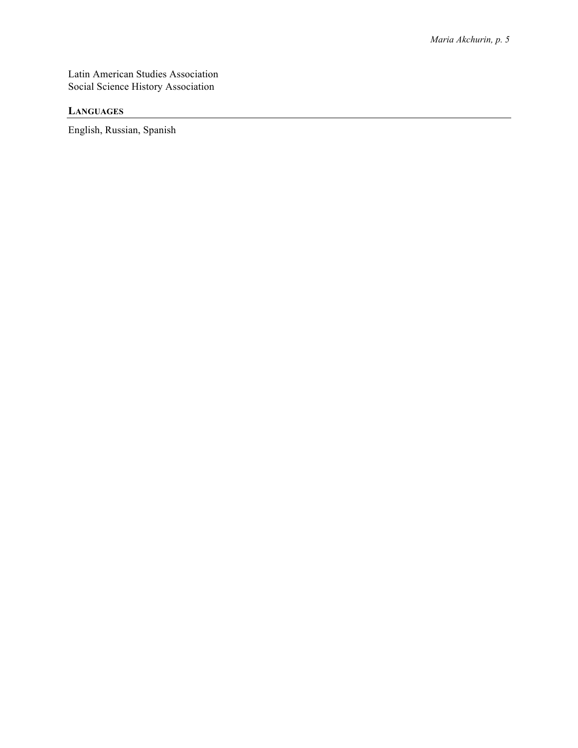Latin American Studies Association
Social Science History Association

## LANGUAGES

English, Russian, Spanish